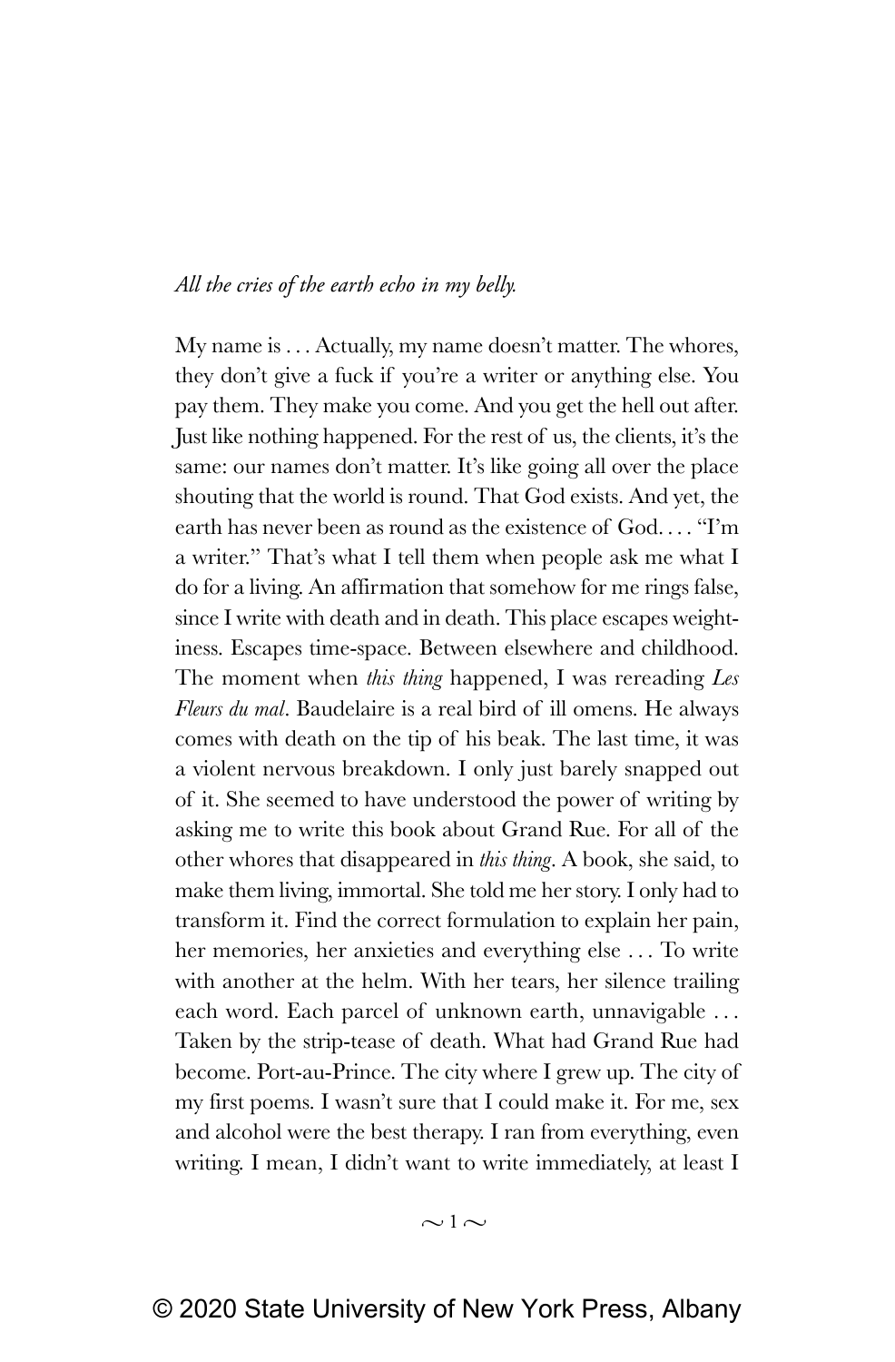*All the cries of the earth echo in my belly.*

My name is . . . Actually, my name doesn't matter. The whores, they don't give a fuck if you're a writer or anything else. You pay them. They make you come. And you get the hell out after. Just like nothing happened. For the rest of us, the clients, it's the same: our names don't matter. It's like going all over the place shouting that the world is round. That God exists. And yet, the earth has never been as round as the existence of God. . . . "I'm a writer." That's what I tell them when people ask me what I do for a living. An affirmation that somehow for me rings false, since I write with death and in death. This place escapes weightiness. Escapes time-space. Between elsewhere and childhood. The moment when *this thing* happened, I was rereading *Les Fleurs du mal*. Baudelaire is a real bird of ill omens. He always comes with death on the tip of his beak. The last time, it was a violent nervous breakdown. I only just barely snapped out of it. She seemed to have understood the power of writing by asking me to write this book about Grand Rue. For all of the other whores that disappeared in *this thing*. A book, she said, to make them living, immortal. She told me her story. I only had to transform it. Find the correct formulation to explain her pain, her memories, her anxieties and everything else . . . To write with another at the helm. With her tears, her silence trailing each word. Each parcel of unknown earth, unnavigable . . . Taken by the strip-tease of death. What had Grand Rue had become. Port-au-Prince. The city where I grew up. The city of my first poems. I wasn't sure that I could make it. For me, sex and alcohol were the best therapy. I ran from everything, even writing. I mean, I didn't want to write immediately, at least I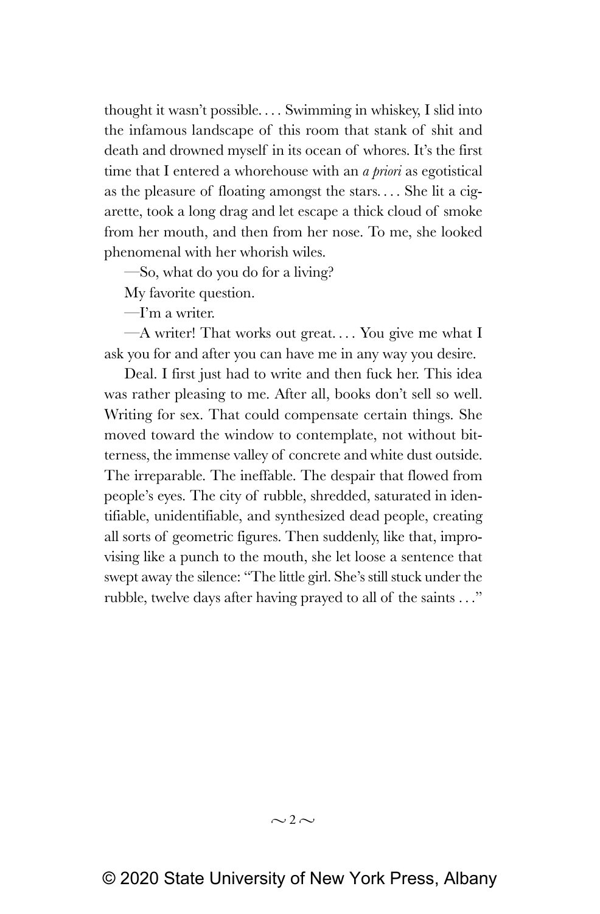thought it wasn't possible. . . . Swimming in whiskey, I slid into the infamous landscape of this room that stank of shit and death and drowned myself in its ocean of whores. It's the first time that I entered a whorehouse with an *a priori* as egotistical as the pleasure of floating amongst the stars. . . . She lit a cigarette, took a long drag and let escape a thick cloud of smoke from her mouth, and then from her nose. To me, she looked phenomenal with her whorish wiles.

—So, what do you do for a living?

My favorite question.

—I'm a writer.

—A writer! That works out great. . . . You give me what I ask you for and after you can have me in any way you desire.

Deal. I first just had to write and then fuck her. This idea was rather pleasing to me. After all, books don't sell so well. Writing for sex. That could compensate certain things. She moved toward the window to contemplate, not without bitterness, the immense valley of concrete and white dust outside. The irreparable. The ineffable. The despair that flowed from people's eyes. The city of rubble, shredded, saturated in identifiable, unidentifiable, and synthesized dead people, creating all sorts of geometric figures. Then suddenly, like that, improvising like a punch to the mouth, she let loose a sentence that swept away the silence: "The little girl. She's still stuck under the rubble, twelve days after having prayed to all of the saints . . ."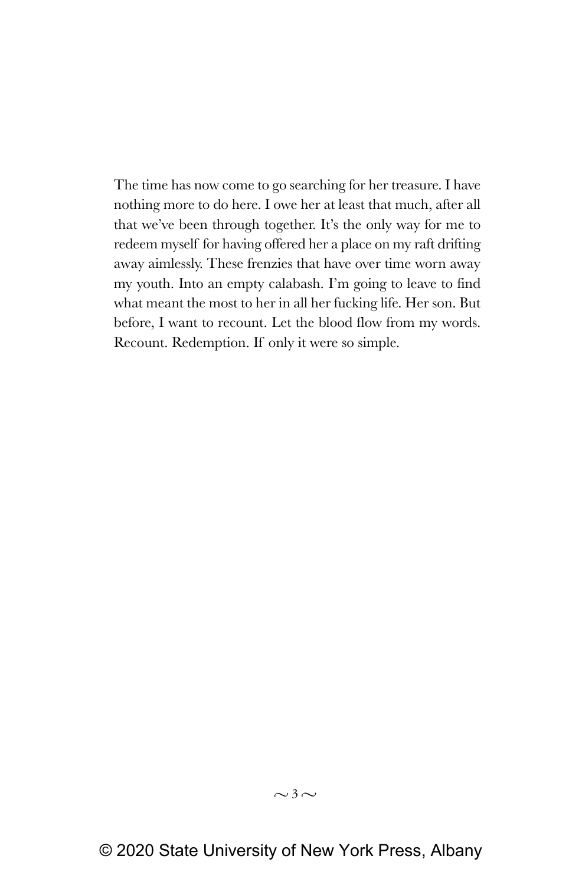The time has now come to go searching for her treasure. I have nothing more to do here. I owe her at least that much, after all that we've been through together. It's the only way for me to redeem myself for having offered her a place on my raft drifting away aimlessly. These frenzies that have over time worn away my youth. Into an empty calabash. I'm going to leave to find what meant the most to her in all her fucking life. Her son. But before, I want to recount. Let the blood flow from my words. Recount. Redemption. If only it were so simple.

© 2020 State University of New York Press, Albany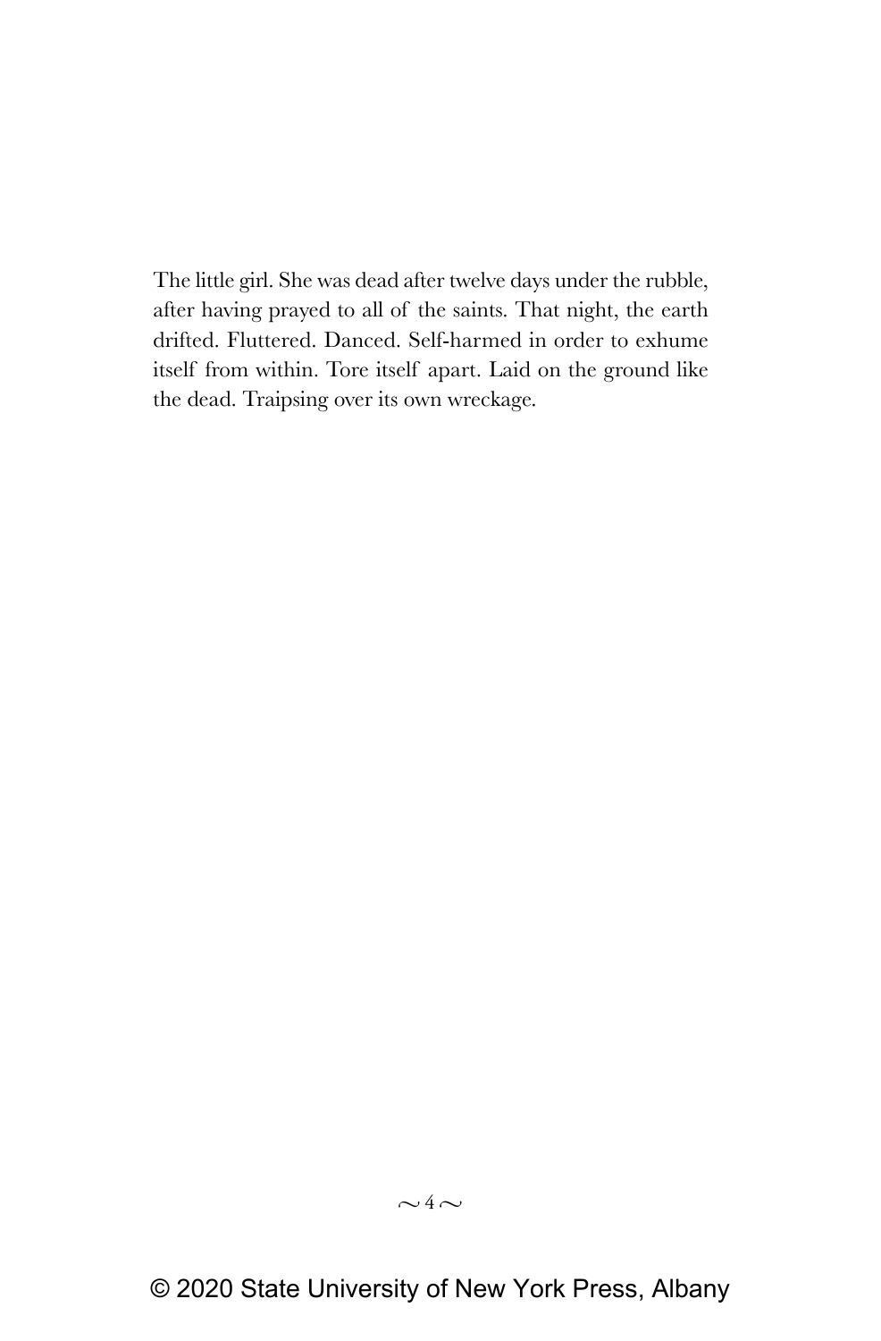The little girl. She was dead after twelve days under the rubble, after having prayed to all of the saints. That night, the earth drifted. Fluttered. Danced. Self-harmed in order to exhume itself from within. Tore itself apart. Laid on the ground like the dead. Traipsing over its own wreckage.

© 2020 State University of New York Press, Albany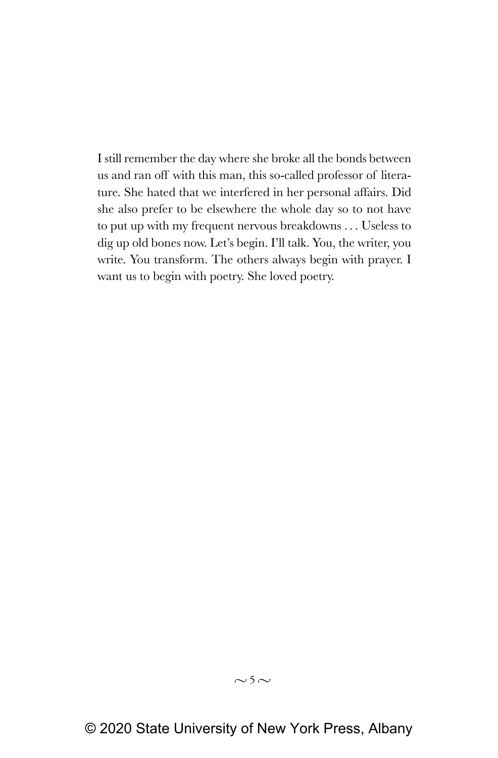I still remember the day where she broke all the bonds between us and ran off with this man, this so-called professor of literature. She hated that we interfered in her personal affairs. Did she also prefer to be elsewhere the whole day so to not have to put up with my frequent nervous breakdowns . . . Useless to dig up old bones now. Let's begin. I'll talk. You, the writer, you write. You transform. The others always begin with prayer. I want us to begin with poetry. She loved poetry.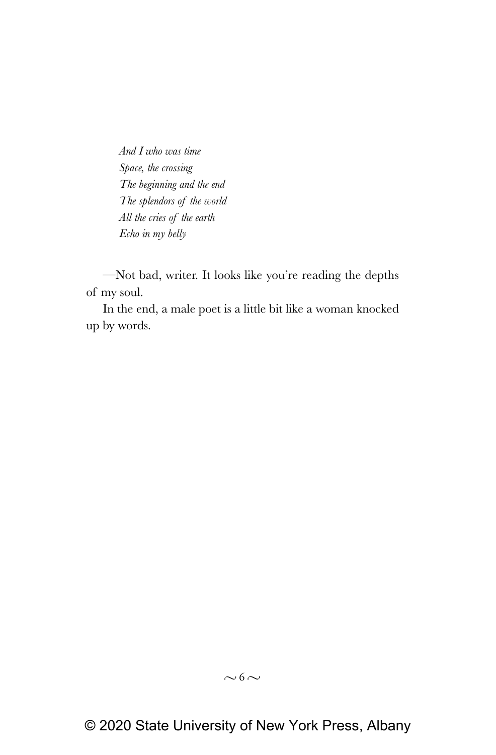*And I who was time*  
*Space, the crossing*  
*The beginning and the end*  
*The splendors of the world*  
*All the cries of the earth*  
*Echo in my belly*

—Not bad, writer. It looks like you're reading the depths of my soul.

In the end, a male poet is a little bit like a woman knocked up by words.

© 2020 State University of New York Press, Albany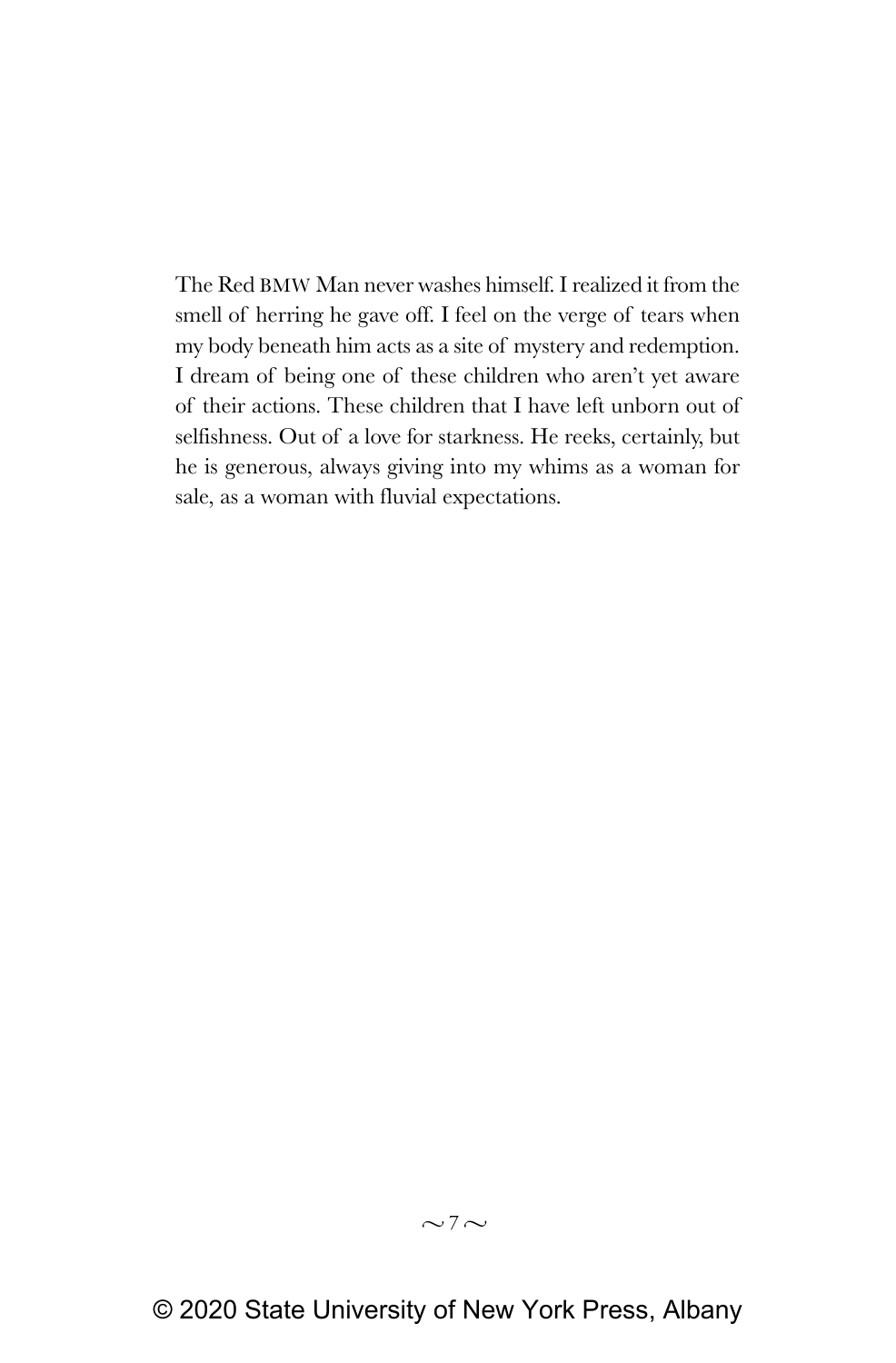The Red BMW Man never washes himself. I realized it from the smell of herring he gave off. I feel on the verge of tears when my body beneath him acts as a site of mystery and redemption. I dream of being one of these children who aren't yet aware of their actions. These children that I have left unborn out of selfishness. Out of a love for starkness. He reeks, certainly, but he is generous, always giving into my whims as a woman for sale, as a woman with fluvial expectations.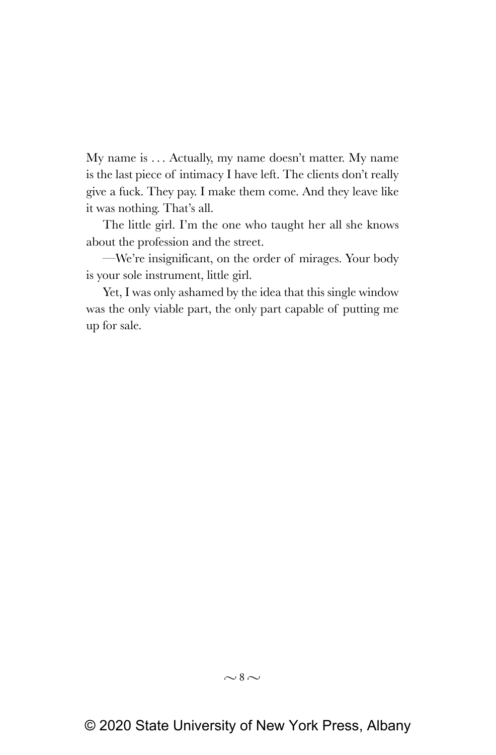My name is . . . Actually, my name doesn't matter. My name is the last piece of intimacy I have left. The clients don't really give a fuck. They pay. I make them come. And they leave like it was nothing. That's all.

The little girl. I'm the one who taught her all she knows about the profession and the street.

—We're insignificant, on the order of mirages. Your body is your sole instrument, little girl.

Yet, I was only ashamed by the idea that this single window was the only viable part, the only part capable of putting me up for sale.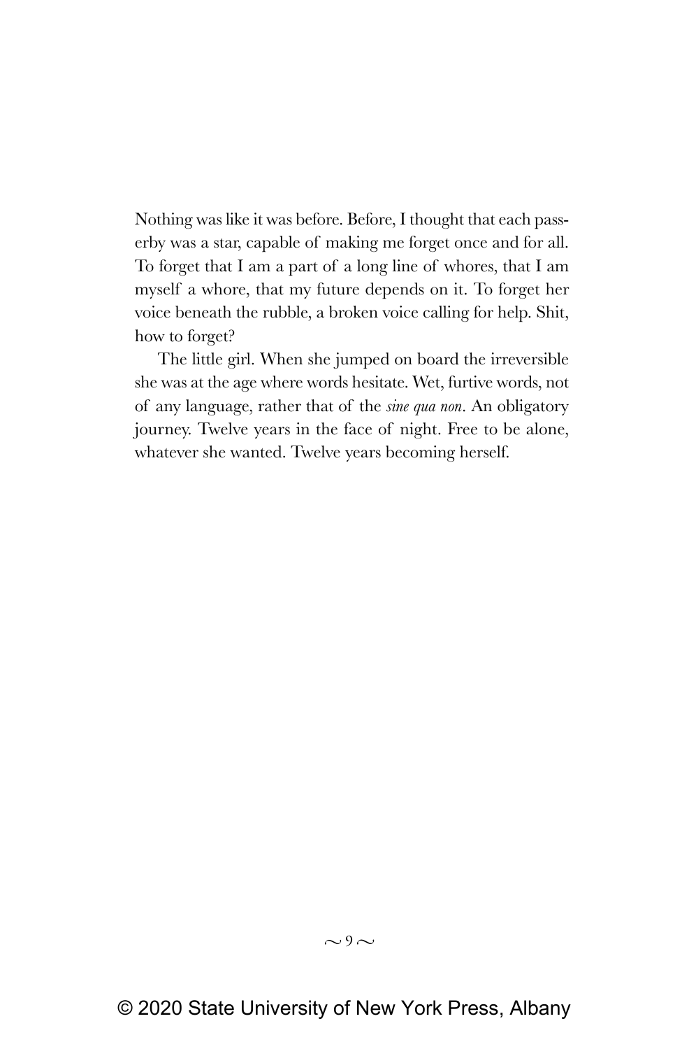Nothing was like it was before. Before, I thought that each passerby was a star, capable of making me forget once and for all. To forget that I am a part of a long line of whores, that I am myself a whore, that my future depends on it. To forget her voice beneath the rubble, a broken voice calling for help. Shit, how to forget?

The little girl. When she jumped on board the irreversible she was at the age where words hesitate. Wet, furtive words, not of any language, rather that of the *sine qua non*. An obligatory journey. Twelve years in the face of night. Free to be alone, whatever she wanted. Twelve years becoming herself.

© 2020 State University of New York Press, Albany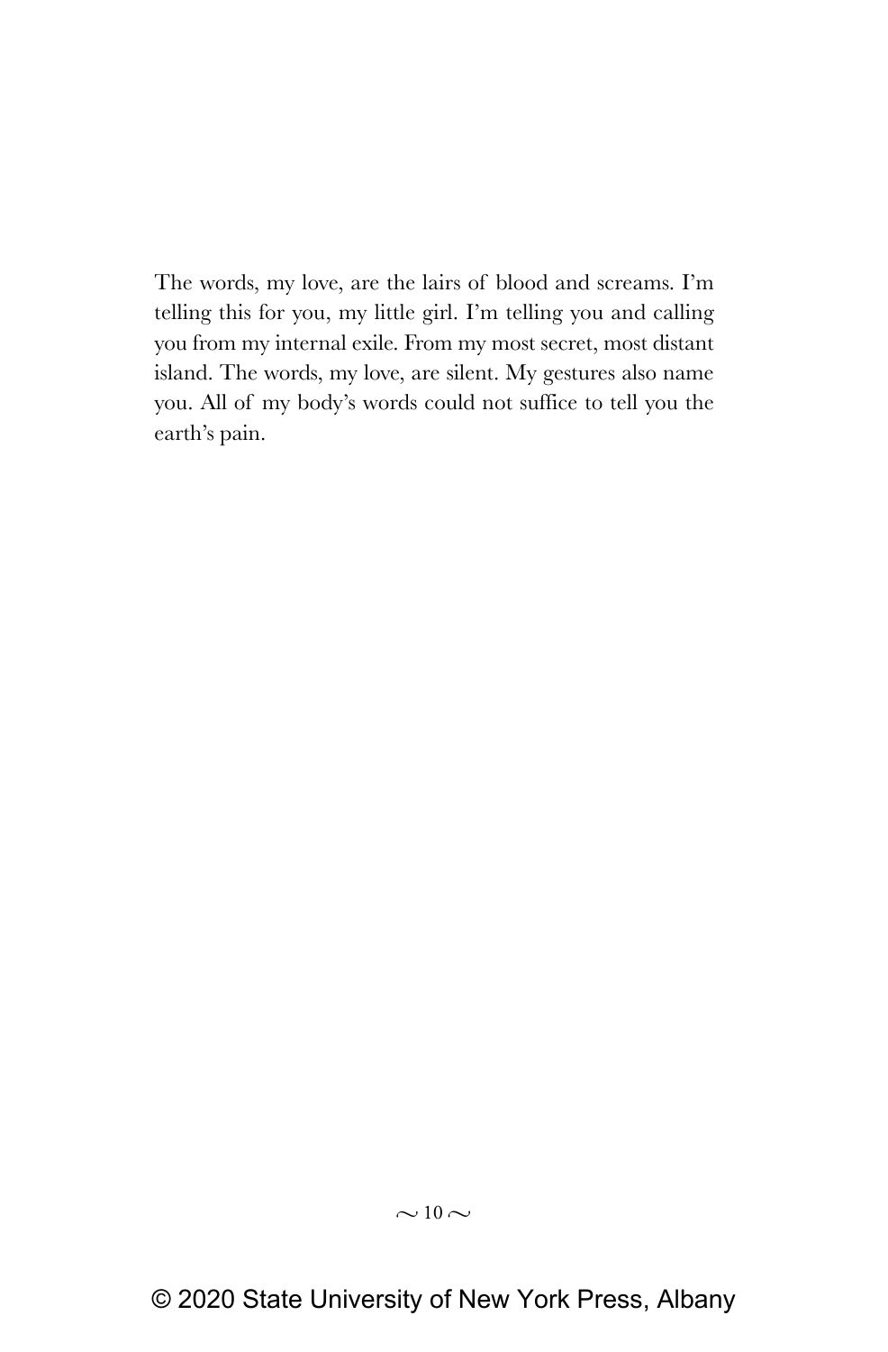The words, my love, are the lairs of blood and screams. I'm telling this for you, my little girl. I'm telling you and calling you from my internal exile. From my most secret, most distant island. The words, my love, are silent. My gestures also name you. All of my body's words could not suffice to tell you the earth's pain.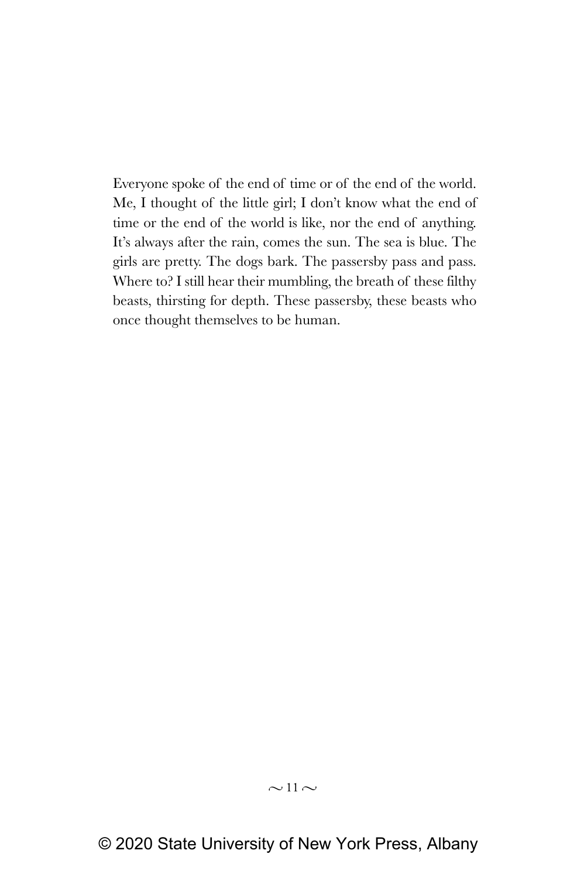Everyone spoke of the end of time or of the end of the world. Me, I thought of the little girl; I don't know what the end of time or the end of the world is like, nor the end of anything. It's always after the rain, comes the sun. The sea is blue. The girls are pretty. The dogs bark. The passersby pass and pass. Where to? I still hear their mumbling, the breath of these filthy beasts, thirsting for depth. These passersby, these beasts who once thought themselves to be human.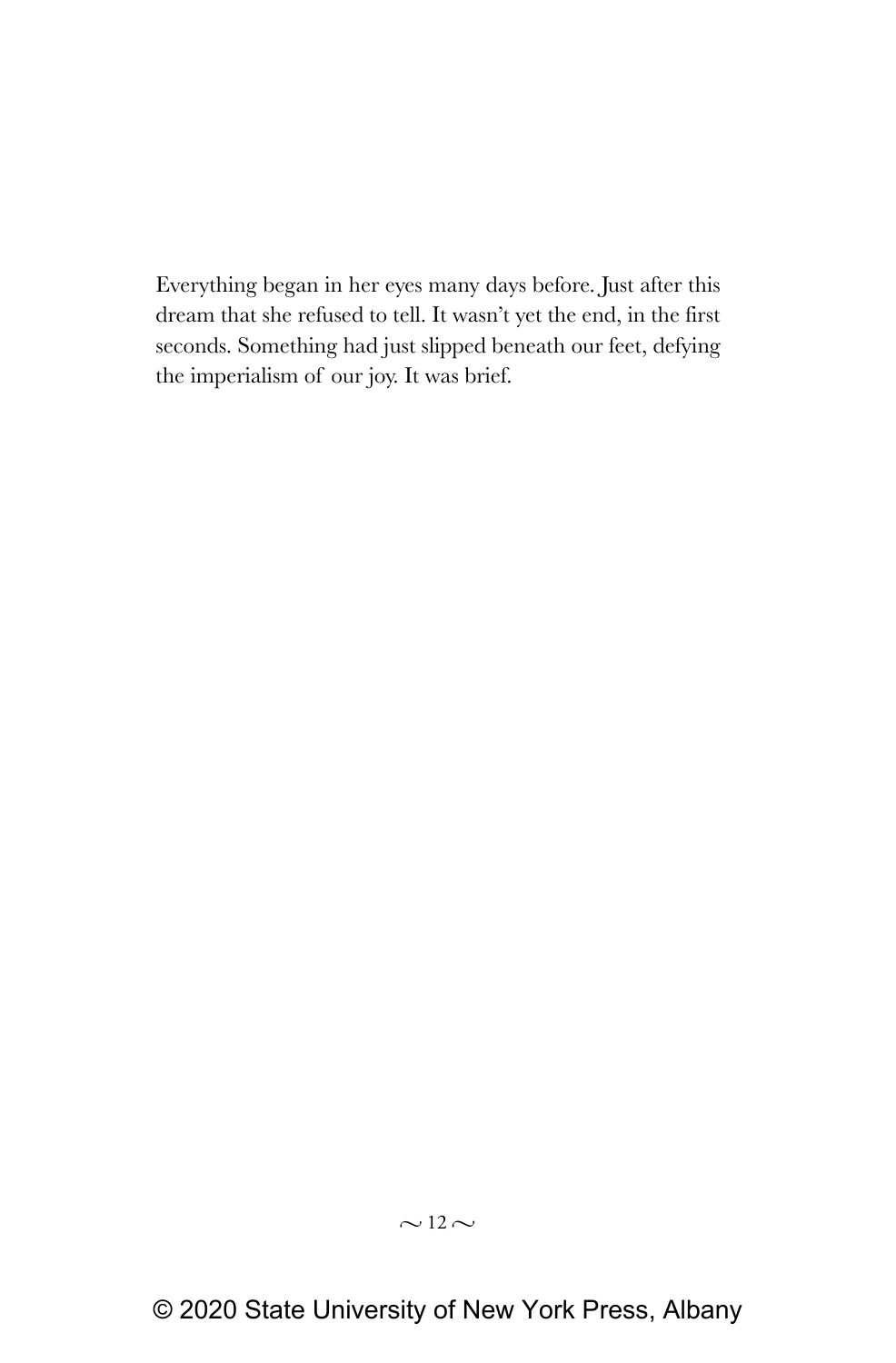Everything began in her eyes many days before. Just after this dream that she refused to tell. It wasn't yet the end, in the first seconds. Something had just slipped beneath our feet, defying the imperialism of our joy. It was brief.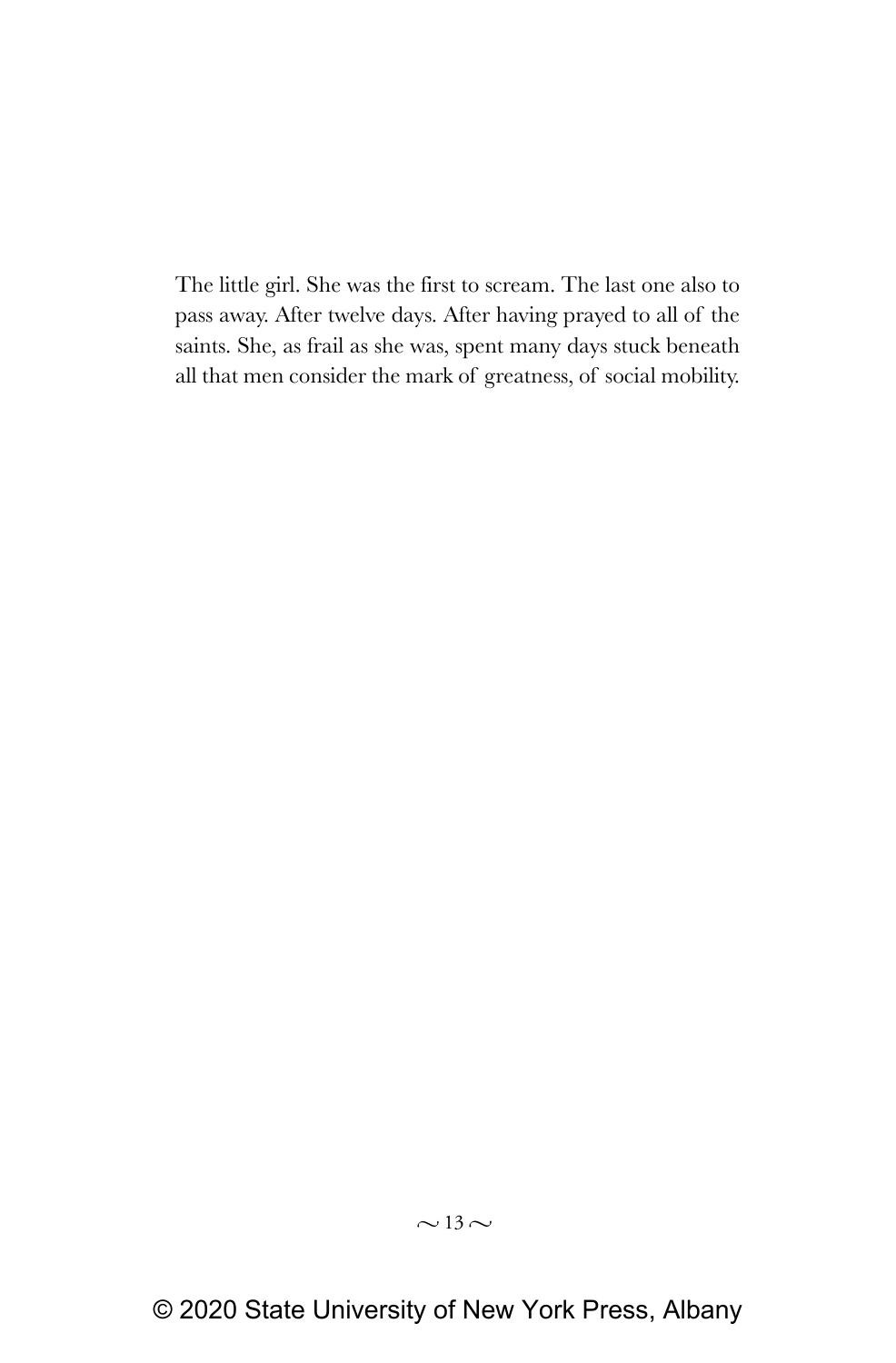The little girl. She was the first to scream. The last one also to pass away. After twelve days. After having prayed to all of the saints. She, as frail as she was, spent many days stuck beneath all that men consider the mark of greatness, of social mobility.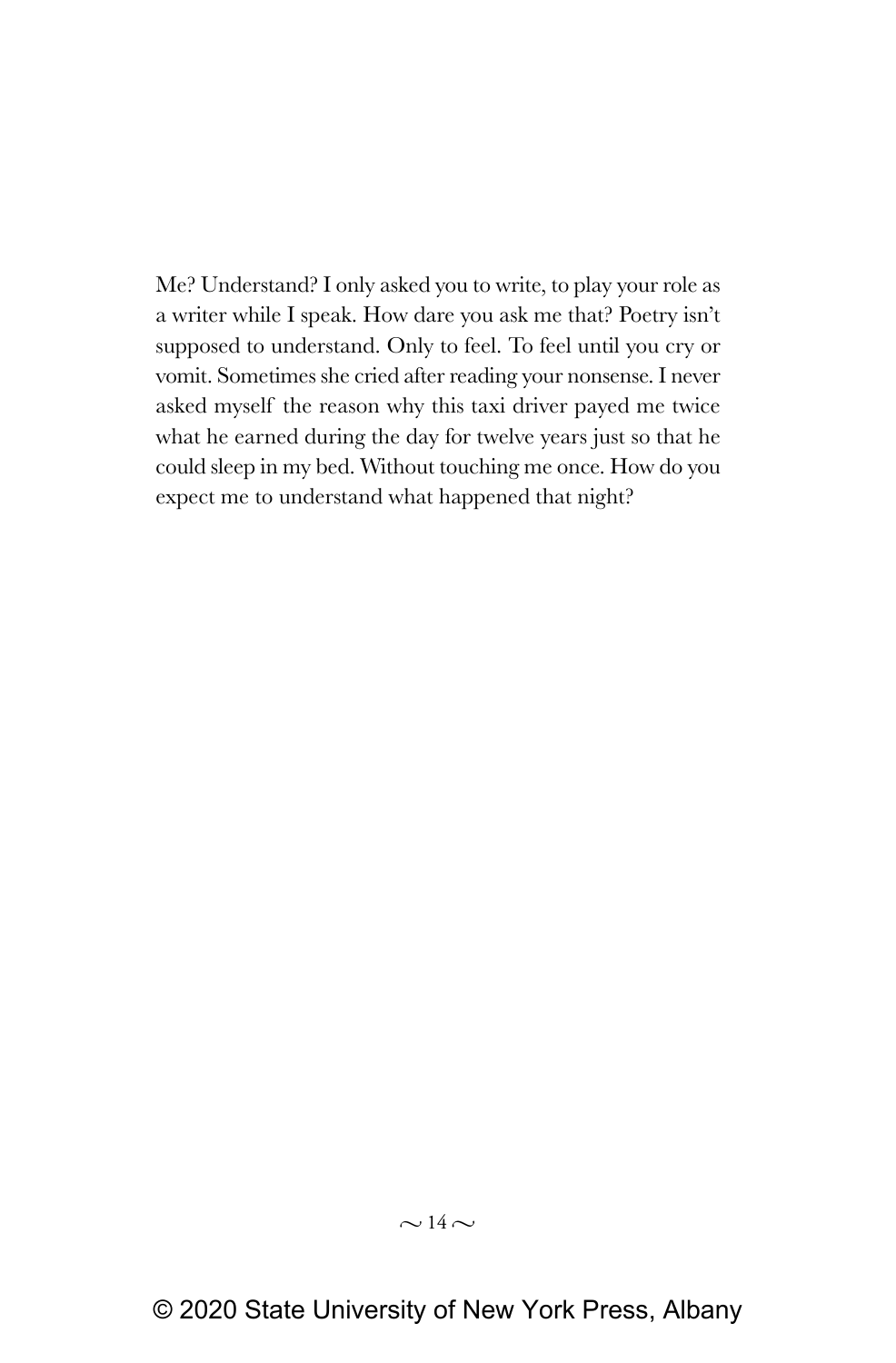Me? Understand? I only asked you to write, to play your role as a writer while I speak. How dare you ask me that? Poetry isn't supposed to understand. Only to feel. To feel until you cry or vomit. Sometimes she cried after reading your nonsense. I never asked myself the reason why this taxi driver payed me twice what he earned during the day for twelve years just so that he could sleep in my bed. Without touching me once. How do you expect me to understand what happened that night?

© 2020 State University of New York Press, Albany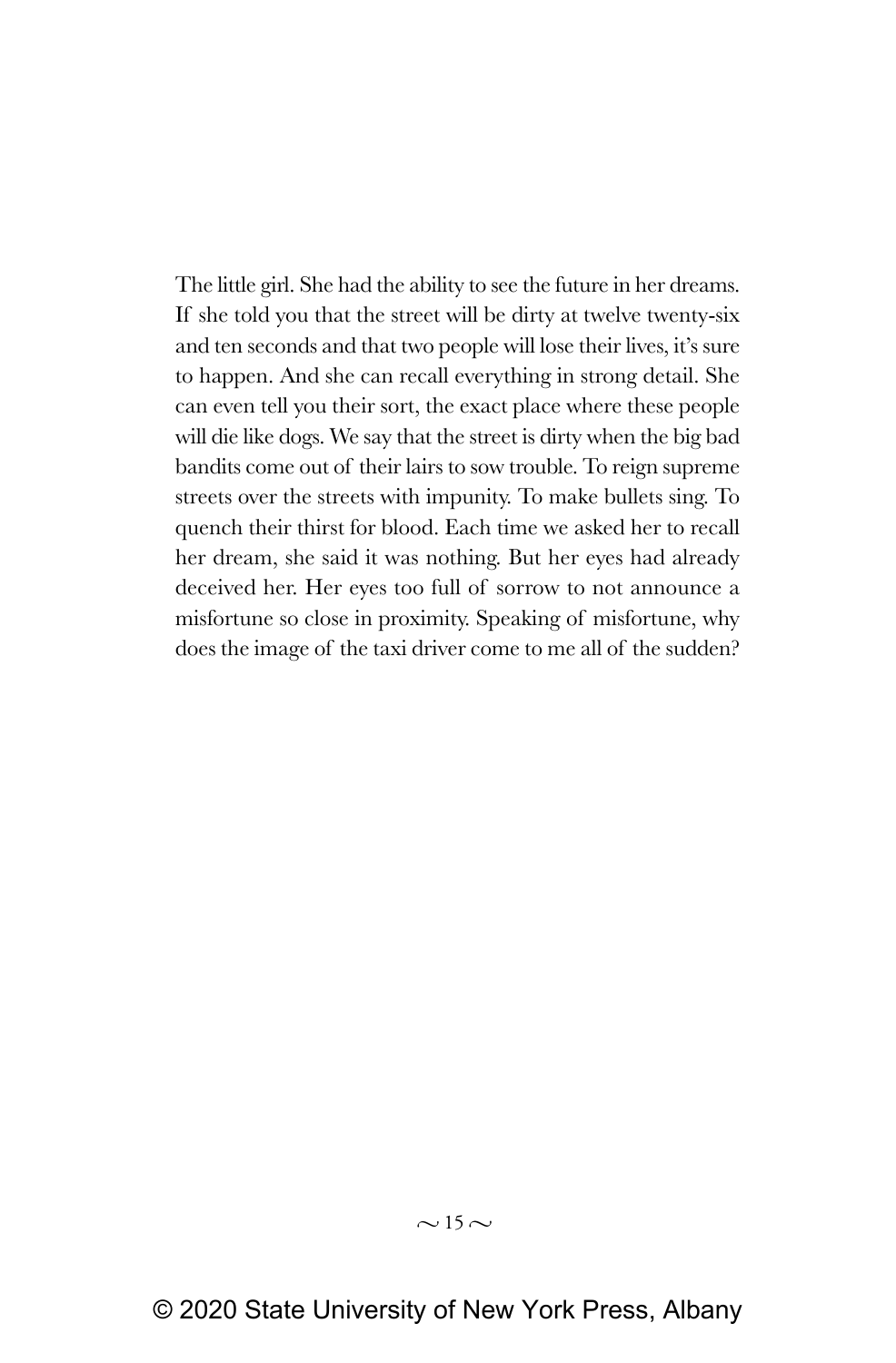The little girl. She had the ability to see the future in her dreams. If she told you that the street will be dirty at twelve twenty-six and ten seconds and that two people will lose their lives, it's sure to happen. And she can recall everything in strong detail. She can even tell you their sort, the exact place where these people will die like dogs. We say that the street is dirty when the big bad bandits come out of their lairs to sow trouble. To reign supreme streets over the streets with impunity. To make bullets sing. To quench their thirst for blood. Each time we asked her to recall her dream, she said it was nothing. But her eyes had already deceived her. Her eyes too full of sorrow to not announce a misfortune so close in proximity. Speaking of misfortune, why does the image of the taxi driver come to me all of the sudden?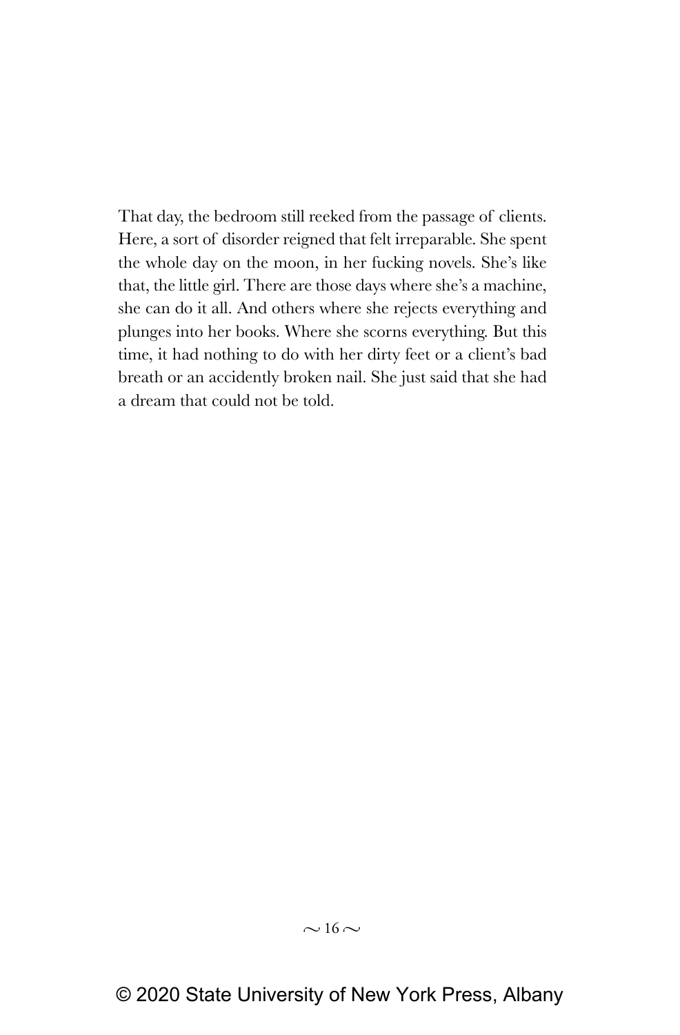That day, the bedroom still reeked from the passage of clients. Here, a sort of disorder reigned that felt irreparable. She spent the whole day on the moon, in her fucking novels. She's like that, the little girl. There are those days where she's a machine, she can do it all. And others where she rejects everything and plunges into her books. Where she scorns everything. But this time, it had nothing to do with her dirty feet or a client's bad breath or an accidently broken nail. She just said that she had a dream that could not be told.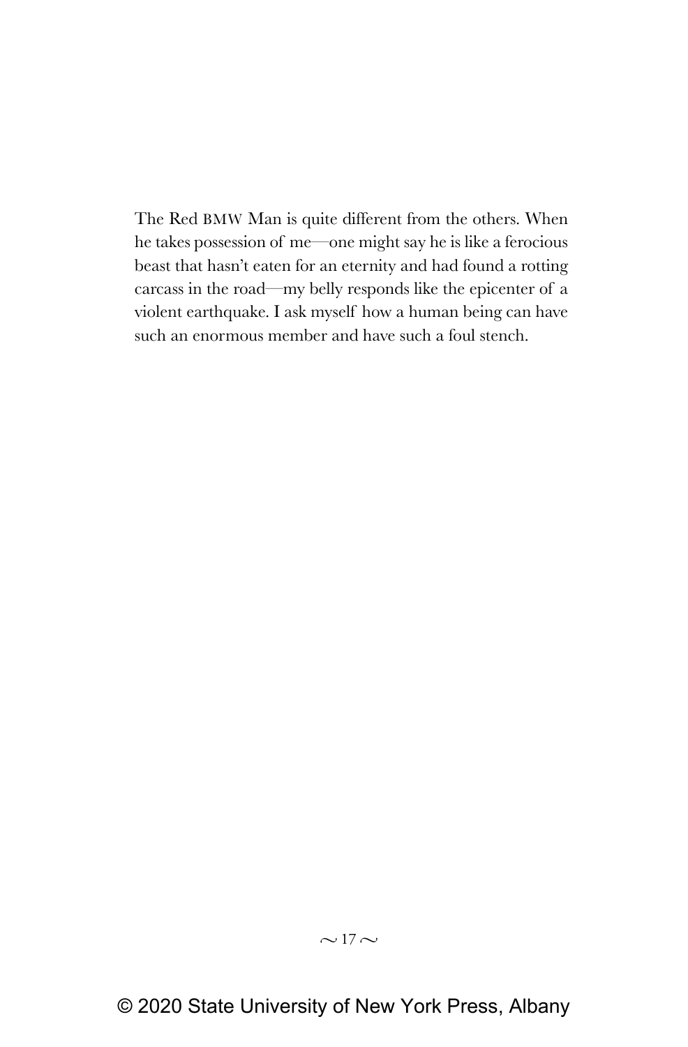The Red BMW Man is quite different from the others. When he takes possession of me—one might say he is like a ferocious beast that hasn't eaten for an eternity and had found a rotting carcass in the road—my belly responds like the epicenter of a violent earthquake. I ask myself how a human being can have such an enormous member and have such a foul stench.

© 2020 State University of New York Press, Albany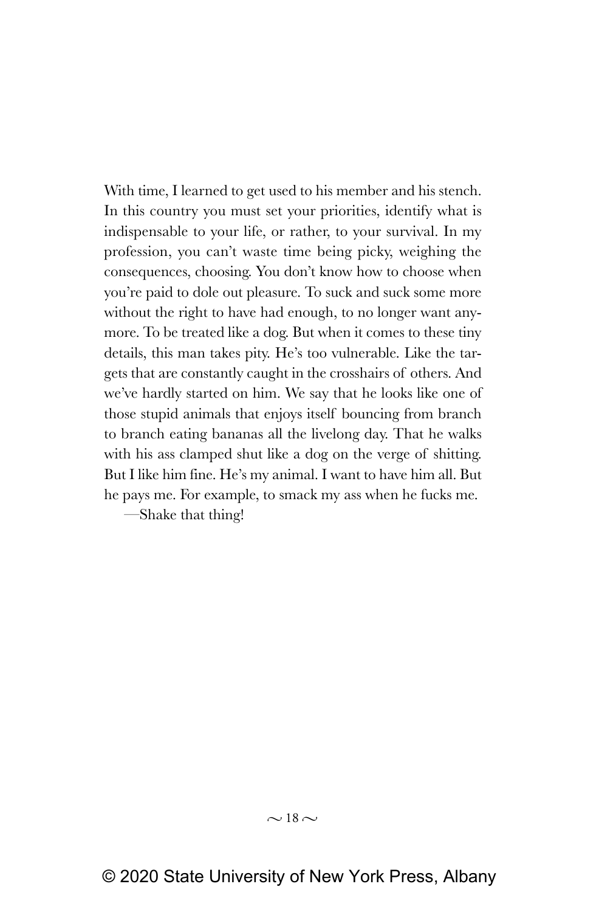With time, I learned to get used to his member and his stench. In this country you must set your priorities, identify what is indispensable to your life, or rather, to your survival. In my profession, you can't waste time being picky, weighing the consequences, choosing. You don't know how to choose when you're paid to dole out pleasure. To suck and suck some more without the right to have had enough, to no longer want anymore. To be treated like a dog. But when it comes to these tiny details, this man takes pity. He's too vulnerable. Like the targets that are constantly caught in the crosshairs of others. And we've hardly started on him. We say that he looks like one of those stupid animals that enjoys itself bouncing from branch to branch eating bananas all the livelong day. That he walks with his ass clamped shut like a dog on the verge of shitting. But I like him fine. He's my animal. I want to have him all. But he pays me. For example, to smack my ass when he fucks me.

—Shake that thing!

© 2020 State University of New York Press, Albany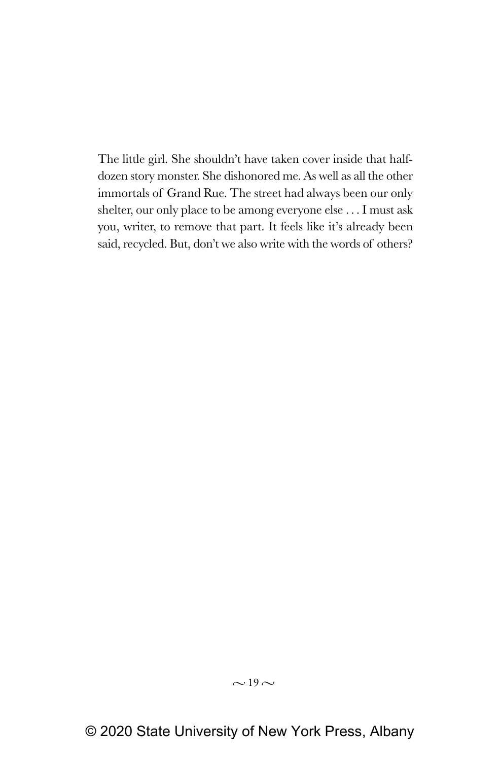The little girl. She shouldn't have taken cover inside that half-dozen story monster. She dishonored me. As well as all the other immortals of Grand Rue. The street had always been our only shelter, our only place to be among everyone else . . . I must ask you, writer, to remove that part. It feels like it's already been said, recycled. But, don't we also write with the words of others?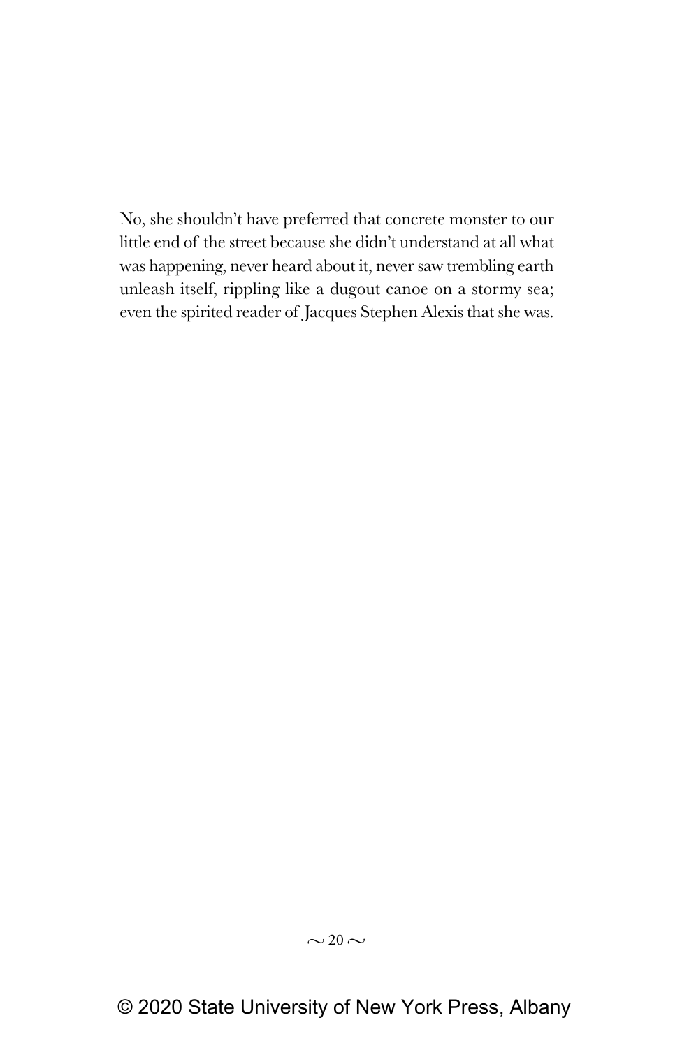No, she shouldn't have preferred that concrete monster to our little end of the street because she didn't understand at all what was happening, never heard about it, never saw trembling earth unleash itself, rippling like a dugout canoe on a stormy sea; even the spirited reader of Jacques Stephen Alexis that she was.

© 2020 State University of New York Press, Albany